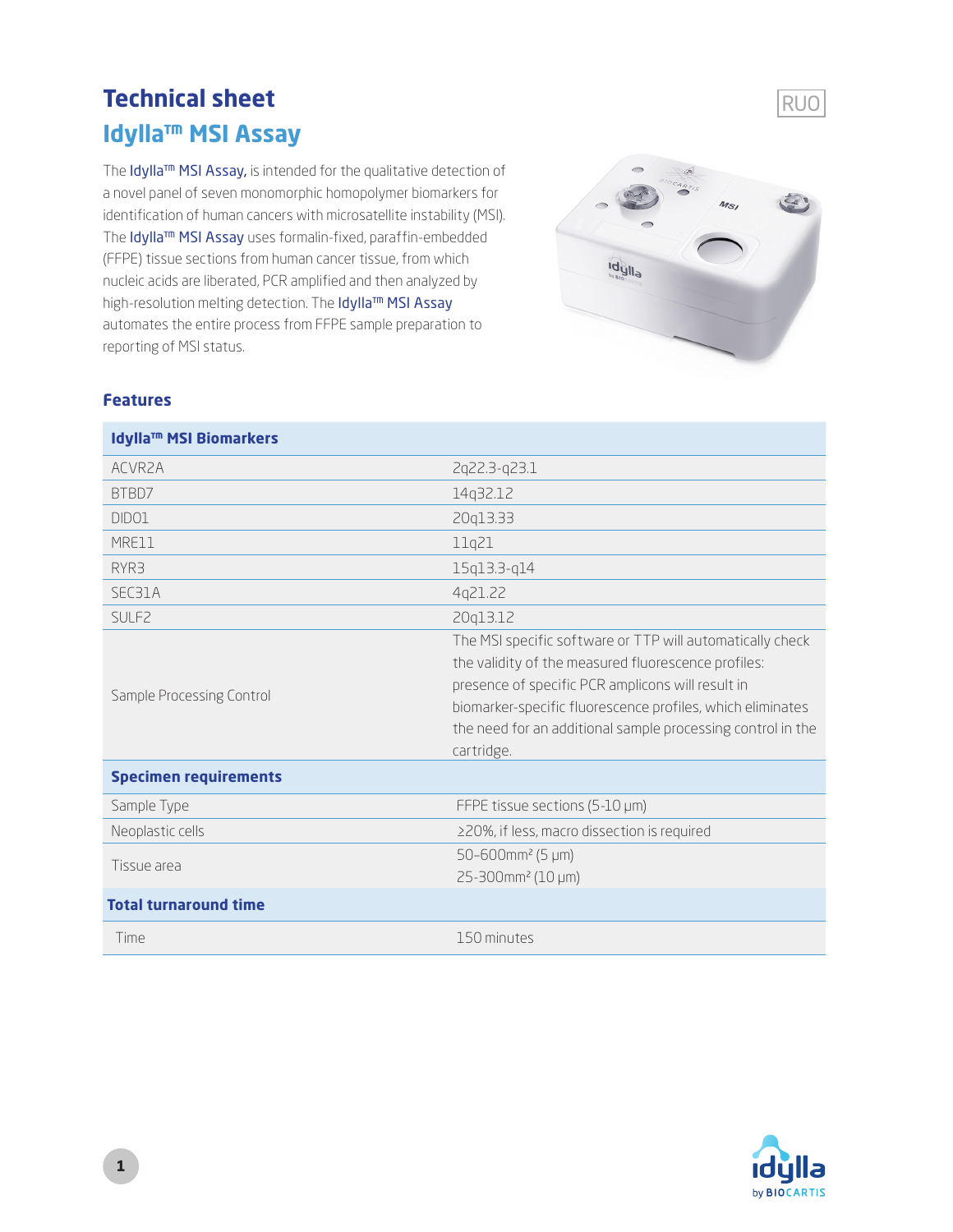# Technical sheet

## Idylla™ MSI Assay

RUO

The Idylla™ MSI Assay, is intended for the qualitative detection of a novel panel of seven monomorphic homopolymer biomarkers for identification of human cancers with microsatellite instability (MSI). The Idylla™ MSI Assay uses formalin-fixed, paraffin-embedded (FFPE) tissue sections from human cancer tissue, from which nucleic acids are liberated, PCR amplified and then analyzed by high-resolution melting detection. The Idylla™ MSI Assay automates the entire process from FFPE sample preparation to reporting of MSI status.

### Features

| **Idylla™ MSI Biomarkers** | |
|---|---|
| ACVR2A | 2q22.3-q23.1 |
| BTBD7 | 14q32.12 |
| DIDO1 | 20q13.33 |
| MRE11 | 11q21 |
| RYR3 | 15q13.3-q14 |
| SEC31A | 4q21.22 |
| SULF2 | 20q13.12 |
| Sample Processing Control | The MSI specific software or TTP will automatically check the validity of the measured fluorescence profiles: presence of specific PCR amplicons will result in biomarker-specific fluorescence profiles, which eliminates the need for an additional sample processing control in the cartridge. |
| **Specimen requirements** | |
| Sample Type | FFPE tissue sections (5-10 µm) |
| Neoplastic cells | ≥20%, if less, macro dissection is required |
| Tissue area | 50–600mm² (5 µm)<br>25-300mm² (10 µm) |
| **Total turnaround time** | |
| Time | 150 minutes |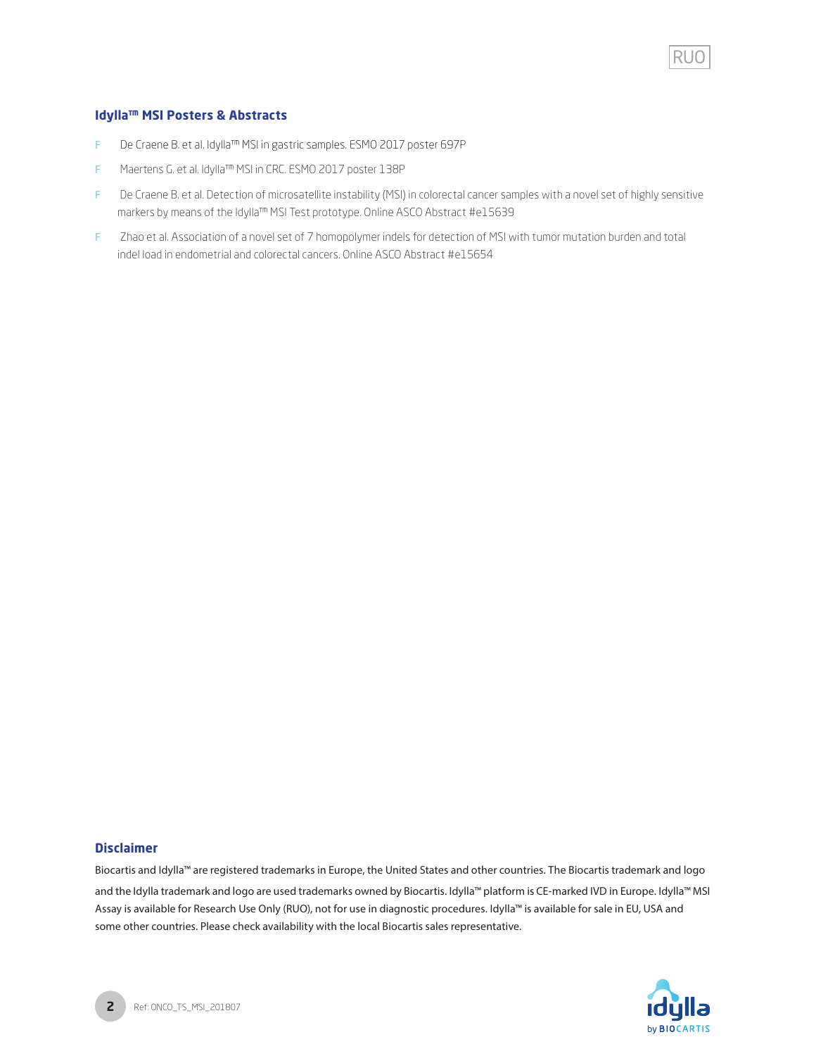RUO

## Idylla™ MSI Posters & Abstracts

- De Craene B. et al. Idylla™ MSI in gastric samples. ESMO 2017 poster 697P
- Maertens G. et al. Idylla™ MSI in CRC. ESMO 2017 poster 138P
- De Craene B. et al. Detection of microsatellite instability (MSI) in colorectal cancer samples with a novel set of highly sensitive markers by means of the Idylla™ MSI Test prototype. Online ASCO Abstract #e15639
- Zhao et al. Association of a novel set of 7 homopolymer indels for detection of MSI with tumor mutation burden and total indel load in endometrial and colorectal cancers. Online ASCO Abstract #e15654

## Disclaimer

Biocartis and Idylla™ are registered trademarks in Europe, the United States and other countries. The Biocartis trademark and logo and the Idylla trademark and logo are used trademarks owned by Biocartis. Idylla™ platform is CE-marked IVD in Europe. Idylla™ MSI Assay is available for Research Use Only (RUO), not for use in diagnostic procedures. Idylla™ is available for sale in EU, USA and some other countries. Please check availability with the local Biocartis sales representative.

Ref: ONCO_TS_MSI_201807